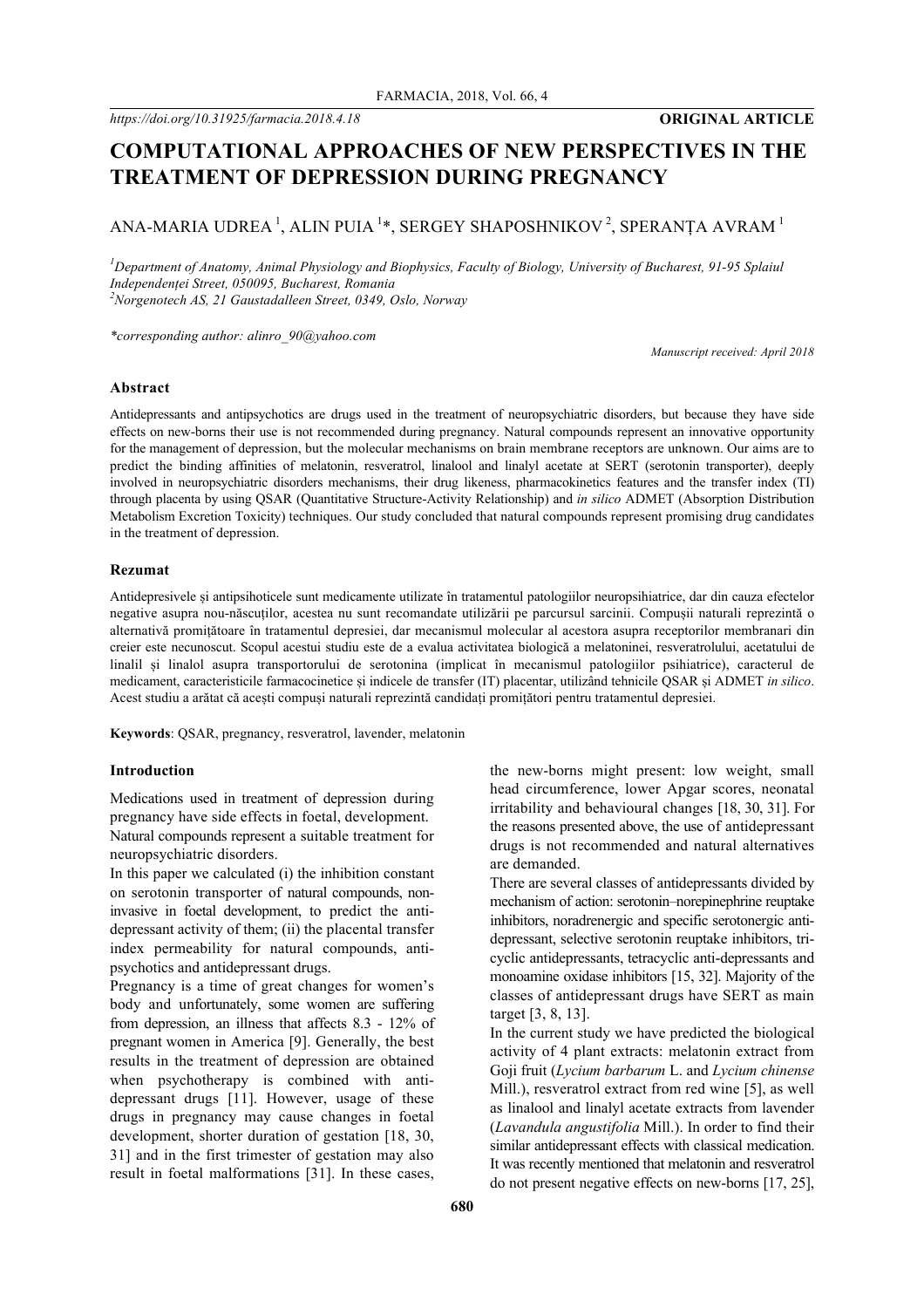https://doi.org/10.31925/farmacia.2018.4.18 **ORIGINAL ARTICLE**

# COMPUTATIONAL APPROACHES OF NEW PERSPECTIVES IN THE TREATMENT OF DEPRESSION DURING PREGNANCY

ANA-MARIA UDREA [1], ALIN PUIA [1]*, SERGEY SHAPOSHNIKOV [2], SPERANȚA AVRAM [1]

[1] *Department of Anatomy, Animal Physiology and Biophysics, Faculty of Biology, University of Bucharest, 91-95 Splaiul Independenței Street, 050095, Bucharest, Romania*
[2] *Norgenotech AS, 21 Gaustadalleen Street, 0349, Oslo, Norway*

*\*corresponding author: alinro_90@yahoo.com*

*Manuscript received: April 2018*

### Abstract

Antidepressants and antipsychotics are drugs used in the treatment of neuropsychiatric disorders, but because they have side effects on new-borns their use is not recommended during pregnancy. Natural compounds represent an innovative opportunity for the management of depression, but the molecular mechanisms on brain membrane receptors are unknown. Our aims are to predict the binding affinities of melatonin, resveratrol, linalool and linalyl acetate at SERT (serotonin transporter), deeply involved in neuropsychiatric disorders mechanisms, their drug likeness, pharmacokinetics features and the transfer index (TI) through placenta by using QSAR (Quantitative Structure-Activity Relationship) and *in silico* ADMET (Absorption Distribution Metabolism Excretion Toxicity) techniques. Our study concluded that natural compounds represent promising drug candidates in the treatment of depression.

### Rezumat

Antidepresivele și antipsihoticele sunt medicamente utilizate în tratamentul patologiilor neuropsihiatrice, dar din cauza efectelor negative asupra nou-născuților, acestea nu sunt recomandate utilizării pe parcursul sarcinii. Compușii naturali reprezintă o alternativă promițătoare în tratamentul depresiei, dar mecanismul molecular al acestora asupra receptorilor membranari din creier este necunoscut. Scopul acestui studiu este de a evalua activitatea biologică a melatoninei, resveratrolului, acetatului de linalil și linalol asupra transportorului de serotonina (implicat în mecanismul patologiilor psihiatrice), caracterul de medicament, caracteristicile farmacocinetice și indicele de transfer (IT) placentar, utilizând tehnicile QSAR și ADMET *in silico*. Acest studiu a arătat că acești compuși naturali reprezintă candidați promițători pentru tratamentul depresiei.

**Keywords**: QSAR, pregnancy, resveratrol, lavender, melatonin

### Introduction

Medications used in treatment of depression during pregnancy have side effects in foetal, development.
Natural compounds represent a suitable treatment for neuropsychiatric disorders.
In this paper we calculated (i) the inhibition constant on serotonin transporter of natural compounds, non-invasive in foetal development, to predict the anti-depressant activity of them; (ii) the placental transfer index permeability for natural compounds, anti-psychotics and antidepressant drugs.
Pregnancy is a time of great changes for women's body and unfortunately, some women are suffering from depression, an illness that affects 8.3 - 12% of pregnant women in America [9]. Generally, the best results in the treatment of depression are obtained when psychotherapy is combined with anti-depressant drugs [11]. However, usage of these drugs in pregnancy may cause changes in foetal development, shorter duration of gestation [18, 30, 31] and in the first trimester of gestation may also result in foetal malformations [31]. In these cases, the new-borns might present: low weight, small head circumference, lower Apgar scores, neonatal irritability and behavioural changes [18, 30, 31]. For the reasons presented above, the use of antidepressant drugs is not recommended and natural alternatives are demanded.
There are several classes of antidepressants divided by mechanism of action: serotonin–norepinephrine reuptake inhibitors, noradrenergic and specific serotonergic anti-depressant, selective serotonin reuptake inhibitors, tri-cyclic antidepressants, tetracyclic anti-depressants and monoamine oxidase inhibitors [15, 32]. Majority of the classes of antidepressant drugs have SERT as main target [3, 8, 13].
In the current study we have predicted the biological activity of 4 plant extracts: melatonin extract from Goji fruit (*Lycium barbarum* L. and *Lycium chinense* Mill.), resveratrol extract from red wine [5], as well as linalool and linalyl acetate extracts from lavender (*Lavandula angustifolia* Mill.). In order to find their similar antidepressant effects with classical medication. It was recently mentioned that melatonin and resveratrol do not present negative effects on new-borns [17, 25],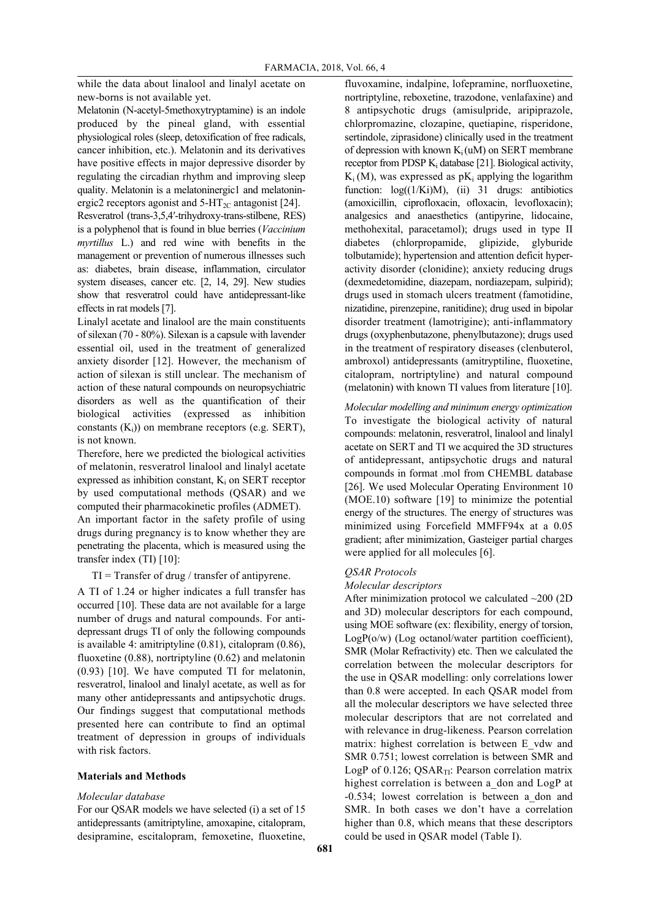while the data about linalool and linalyl acetate on new-borns is not available yet.

Melatonin (N-acetyl-5methoxytryptamine) is an indole produced by the pineal gland, with essential physiological roles (sleep, detoxification of free radicals, cancer inhibition, etc.). Melatonin and its derivatives have positive effects in major depressive disorder by regulating the circadian rhythm and improving sleep quality. Melatonin is a melatoninergic1 and melatoninergic2 receptors agonist and $5\text{-}HT_{2C}$ antagonist [24].

Resveratrol (trans-3,5,4′-trihydroxy-trans-stilbene, RES) is a polyphenol that is found in blue berries (*Vaccinium myrtillus* L.) and red wine with benefits in the management or prevention of numerous illnesses such as: diabetes, brain disease, inflammation, circulator system diseases, cancer etc. [2, 14, 29]. New studies show that resveratrol could have antidepressant-like effects in rat models [7].

Linalyl acetate and linalool are the main constituents of silexan (70 - 80%). Silexan is a capsule with lavender essential oil, used in the treatment of generalized anxiety disorder [12]. However, the mechanism of action of silexan is still unclear. The mechanism of action of these natural compounds on neuropsychiatric disorders as well as the quantification of their biological activities (expressed as inhibition constants ($K_i$)) on membrane receptors (e.g. SERT), is not known.

Therefore, here we predicted the biological activities of melatonin, resveratrol linalool and linalyl acetate expressed as inhibition constant, $K_i$ on SERT receptor by used computational methods (QSAR) and we computed their pharmacokinetic profiles (ADMET).

An important factor in the safety profile of using drugs during pregnancy is to know whether they are penetrating the placenta, which is measured using the transfer index (TI) [10]:

TI = Transfer of drug / transfer of antipyrene.

A TI of 1.24 or higher indicates a full transfer has occurred [10]. These data are not available for a large number of drugs and natural compounds. For antidepressant drugs TI of only the following compounds is available 4: amitriptyline (0.81), citalopram (0.86), fluoxetine (0.88), nortriptyline (0.62) and melatonin (0.93) [10]. We have computed TI for melatonin, resveratrol, linalool and linalyl acetate, as well as for many other antidepressants and antipsychotic drugs. Our findings suggest that computational methods presented here can contribute to find an optimal treatment of depression in groups of individuals with risk factors.

## Materials and Methods

*Molecular database*

For our QSAR models we have selected (i) a set of 15 antidepressants (amitriptyline, amoxapine, citalopram, desipramine, escitalopram, femoxetine, fluoxetine, fluvoxamine, indalpine, lofepramine, norfluoxetine, nortriptyline, reboxetine, trazodone, venlafaxine) and 8 antipsychotic drugs (amisulpride, aripiprazole, chlorpromazine, clozapine, quetiapine, risperidone, sertindole, ziprasidone) clinically used in the treatment of depression with known $K_i$ (uM) on SERT membrane receptor from PDSP $K_i$ database [21]. Biological activity, $K_i$ (M), was expressed as $pK_i$ applying the logarithm function: log((1/Ki)M), (ii) 31 drugs: antibiotics (amoxicillin, ciprofloxacin, ofloxacin, levofloxacin); analgesics and anaesthetics (antipyrine, lidocaine, methohexital, paracetamol); drugs used in type II diabetes (chlorpropamide, glipizide, glyburide tolbutamide); hypertension and attention deficit hyperactivity disorder (clonidine); anxiety reducing drugs (dexmedetomidine, diazepam, nordiazepam, sulpirid); drugs used in stomach ulcers treatment (famotidine, nizatidine, pirenzepine, ranitidine); drug used in bipolar disorder treatment (lamotrigine); anti-inflammatory drugs (oxyphenbutazone, phenylbutazone); drugs used in the treatment of respiratory diseases (clenbuterol, ambroxol) antidepressants (amitryptiline, fluoxetine, citalopram, nortriptyline) and natural compound (melatonin) with known TI values from literature [10].

*Molecular modelling and minimum energy optimization*

To investigate the biological activity of natural compounds: melatonin, resveratrol, linalool and linalyl acetate on SERT and TI we acquired the 3D structures of antidepressant, antipsychotic drugs and natural compounds in format .mol from CHEMBL database [26]. We used Molecular Operating Environment 10 (MOE.10) software [19] to minimize the potential energy of the structures. The energy of structures was minimized using Forcefield MMFF94x at a 0.05 gradient; after minimization, Gasteiger partial charges were applied for all molecules [6].

*QSAR Protocols*

*Molecular descriptors*

After minimization protocol we calculated ~200 (2D and 3D) molecular descriptors for each compound, using MOE software (ex: flexibility, energy of torsion, LogP(o/w) (Log octanol/water partition coefficient), SMR (Molar Refractivity) etc. Then we calculated the correlation between the molecular descriptors for the use in QSAR modelling: only correlations lower than 0.8 were accepted. In each QSAR model from all the molecular descriptors we have selected three molecular descriptors that are not correlated and with relevance in drug-likeness. Pearson correlation matrix: highest correlation is between E_vdw and SMR 0.751; lowest correlation is between SMR and LogP of 0.126; $QSAR_{TI}$: Pearson correlation matrix highest correlation is between a_don and LogP at -0.534; lowest correlation is between a_don and SMR. In both cases we don't have a correlation higher than 0.8, which means that these descriptors could be used in QSAR model (Table I).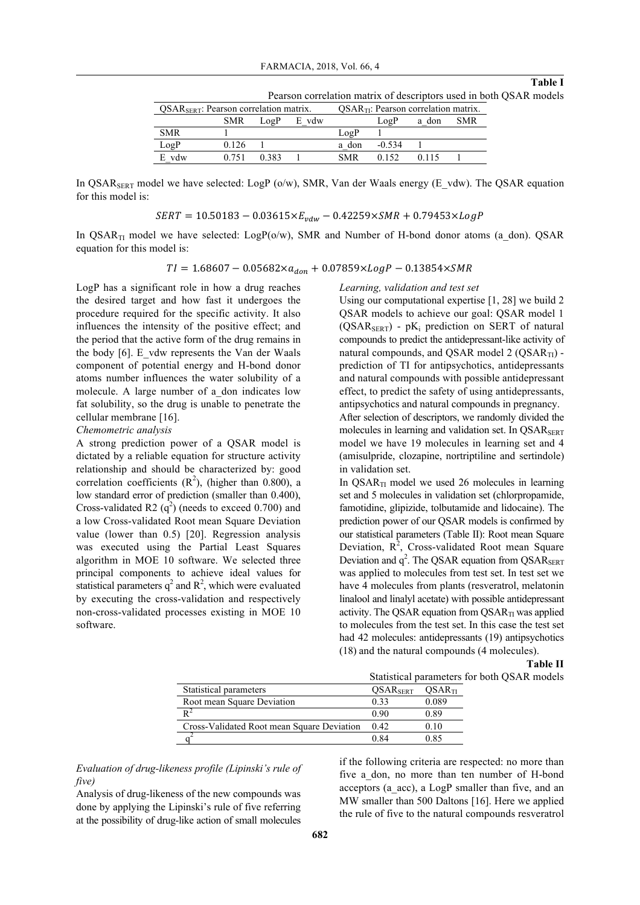**Table I**

Pearson correlation matrix of descriptors used in both QSAR models

| $QSAR_{SERT}$: Pearson correlation matrix. | | | | $QSAR_{TI}$: Pearson correlation matrix. | | | |
|---|---|---|---|---|---|---|---|
| | SMR | LogP | E_vdw | | LogP | a_don | SMR |
| SMR | 1 | | | LogP | 1 | | |
| LogP | 0.126 | 1 | | a_don | -0.534 | 1 | |
| E_vdw | 0.751 | 0.383 | 1 | SMR | 0.152 | 0.115 | 1 |

In $QSAR_{SERT}$ model we have selected: LogP (o/w), SMR, Van der Waals energy (E_vdw). The QSAR equation for this model is:

$$SERT = 10.50183 - 0.03615 \times E_{vdw} - 0.42259 \times SMR + 0.79453 \times LogP$$

In $QSAR_{TI}$ model we have selected: LogP(o/w), SMR and Number of H-bond donor atoms (a_don). QSAR equation for this model is:

$$TI = 1.68607 - 0.05682 \times a_{don} + 0.07859 \times LogP - 0.13854 \times SMR$$

LogP has a significant role in how a drug reaches the desired target and how fast it undergoes the procedure required for the specific activity. It also influences the intensity of the positive effect; and the period that the active form of the drug remains in the body [6]. E_vdw represents the Van der Waals component of potential energy and H-bond donor atoms number influences the water solubility of a molecule. A large number of a_don indicates low fat solubility, so the drug is unable to penetrate the cellular membrane [16].

*Chemometric analysis*

A strong prediction power of a QSAR model is dictated by a reliable equation for structure activity relationship and should be characterized by: good correlation coefficients ($R^2$), (higher than 0.800), a low standard error of prediction (smaller than 0.400), Cross-validated R2 ($q^2$) (needs to exceed 0.700) and a low Cross-validated Root mean Square Deviation value (lower than 0.5) [20]. Regression analysis was executed using the Partial Least Squares algorithm in MOE 10 software. We selected three principal components to achieve ideal values for statistical parameters $q^2$ and $R^2$, which were evaluated by executing the cross-validation and respectively non-cross-validated processes existing in MOE 10 software.

*Learning, validation and test set*

Using our computational expertise [1, 28] we build 2 QSAR models to achieve our goal: QSAR model 1 ($QSAR_{SERT}$) - $pK_i$ prediction on SERT of natural compounds to predict the antidepressant-like activity of natural compounds, and QSAR model 2 ($QSAR_{TI}$) - prediction of TI for antipsychotics, antidepressants and natural compounds with possible antidepressant effect, to predict the safety of using antidepressants, antipsychotics and natural compounds in pregnancy.

After selection of descriptors, we randomly divided the molecules in learning and validation set. In $QSAR_{SERT}$ model we have 19 molecules in learning set and 4 (amisulpride, clozapine, nortriptiline and sertindole) in validation set.

In $QSAR_{TI}$ model we used 26 molecules in learning set and 5 molecules in validation set (chlorpropamide, famotidine, glipizide, tolbutamide and lidocaine). The prediction power of our QSAR models is confirmed by our statistical parameters (Table II): Root mean Square Deviation, $R^2$, Cross-validated Root mean Square Deviation and $q^2$. The QSAR equation from $QSAR_{SERT}$ was applied to molecules from test set. In test set we have 4 molecules from plants (resveratrol, melatonin linalool and linalyl acetate) with possible antidepressant activity. The QSAR equation from $QSAR_{TI}$ was applied to molecules from the test set. In this case the test set had 42 molecules: antidepressants (19) antipsychotics (18) and the natural compounds (4 molecules).

**Table II**

Statistical parameters for both QSAR models

| Statistical parameters | $QSAR_{SERT}$ | $QSAR_{TI}$ |
|---|---|---|
| Root mean Square Deviation | 0.33 | 0.089 |
| $R^2$ | 0.90 | 0.89 |
| Cross-Validated Root mean Square Deviation | 0.42 | 0.10 |
| $q^2$ | 0.84 | 0.85 |

*Evaluation of drug-likeness profile (Lipinski's rule of five)*

Analysis of drug-likeness of the new compounds was done by applying the Lipinski's rule of five referring at the possibility of drug-like action of small molecules if the following criteria are respected: no more than five a_don, no more than ten number of H-bond acceptors (a_acc), a LogP smaller than five, and an MW smaller than 500 Daltons [16]. Here we applied the rule of five to the natural compounds resveratrol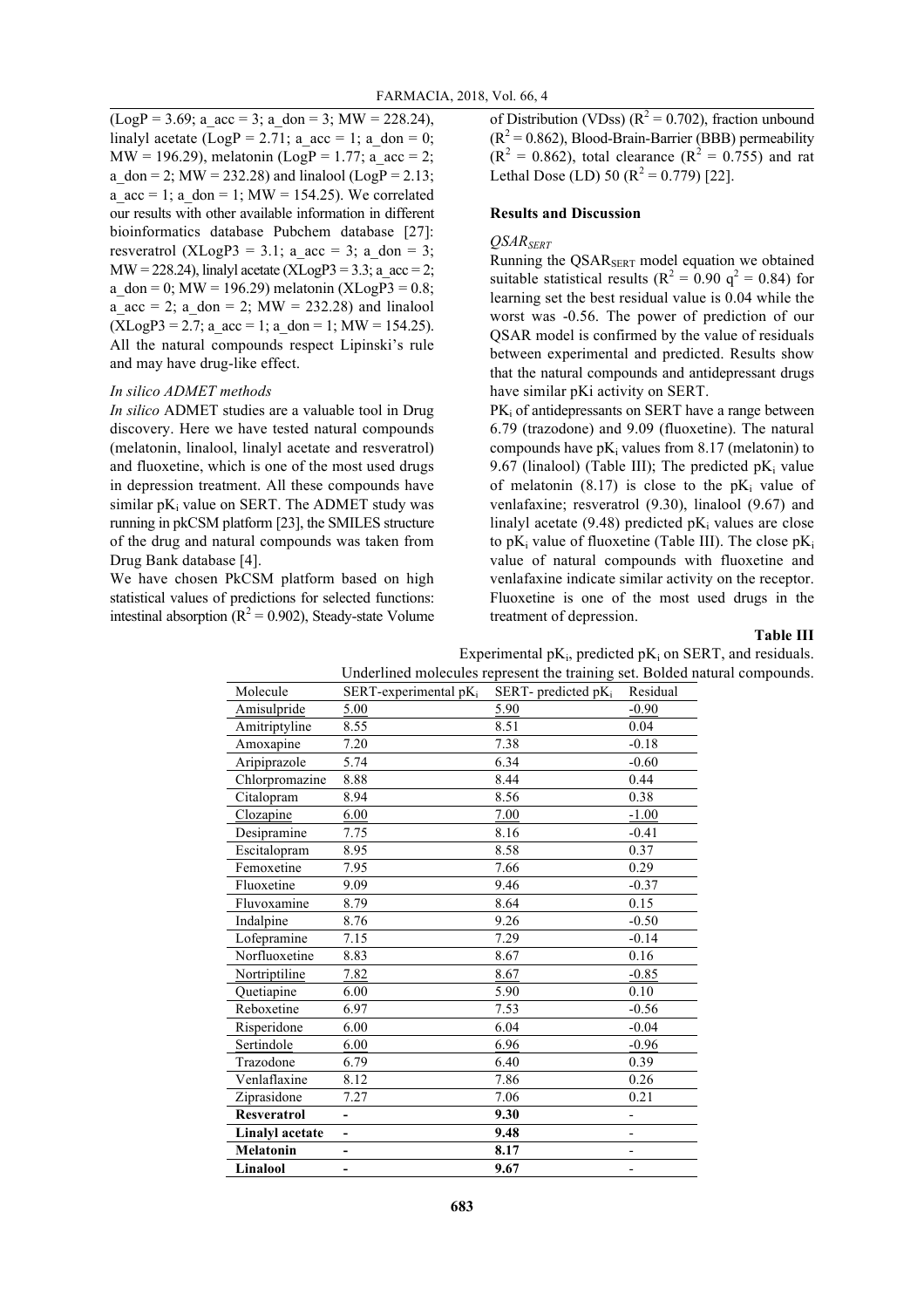(LogP = 3.69; a_acc = 3; a_don = 3; MW = 228.24), linalyl acetate (LogP = 2.71; a_acc = 1; a_don = 0; MW = 196.29), melatonin (LogP = 1.77; a_acc = 2; a_don = 2; MW = 232.28) and linalool (LogP = 2.13; a_acc = 1; a_don = 1; MW = 154.25). We correlated our results with other available information in different bioinformatics database Pubchem database [27]: resveratrol (XLogP3 = 3.1; a_acc = 3; a_don = 3; MW = 228.24), linalyl acetate (XLogP3 = 3.3; a_acc = 2; a_don = 0; MW = 196.29) melatonin (XLogP3 = 0.8; a_acc = 2; a_don = 2; MW = 232.28) and linalool (XLogP3 = 2.7; a_acc = 1; a_don = 1; MW = 154.25). All the natural compounds respect Lipinski's rule and may have drug-like effect.

*In silico ADMET methods*

*In silico* ADMET studies are a valuable tool in Drug discovery. Here we have tested natural compounds (melatonin, linalool, linalyl acetate and resveratrol) and fluoxetine, which is one of the most used drugs in depression treatment. All these compounds have similar $pK_i$ value on SERT. The ADMET study was running in pkCSM platform [23], the SMILES structure of the drug and natural compounds was taken from Drug Bank database [4].

We have chosen PkCSM platform based on high statistical values of predictions for selected functions: intestinal absorption ($R^2 = 0.902$), Steady-state Volume of Distribution (VDss) ($R^2 = 0.702$), fraction unbound ($R^2 = 0.862$), Blood-Brain-Barrier (BBB) permeability ($R^2 = 0.862$), total clearance ($R^2 = 0.755$) and rat Lethal Dose (LD) 50 ($R^2 = 0.779$) [22].

## Results and Discussion

*$QSAR_{SERT}$*

Running the $QSAR_{SERT}$ model equation we obtained suitable statistical results ($R^2 = 0.90$ $q^2 = 0.84$) for learning set the best residual value is 0.04 while the worst was -0.56. The power of prediction of our QSAR model is confirmed by the value of residuals between experimental and predicted. Results show that the natural compounds and antidepressant drugs have similar pKi activity on SERT.

$PK_i$ of antidepressants on SERT have a range between 6.79 (trazodone) and 9.09 (fluoxetine). The natural compounds have $pK_i$ values from 8.17 (melatonin) to 9.67 (linalool) (Table III); The predicted $pK_i$ value of melatonin (8.17) is close to the $pK_i$ value of venlafaxine; resveratrol (9.30), linalool (9.67) and linalyl acetate (9.48) predicted $pK_i$ values are close to $pK_i$ value of fluoxetine (Table III). The close $pK_i$ value of natural compounds with fluoxetine and venlafaxine indicate similar activity on the receptor. Fluoxetine is one of the most used drugs in the treatment of depression.

**Table III**

Experimental $pK_i$, predicted $pK_i$ on SERT, and residuals. Underlined molecules represent the training set. Bolded natural compounds.

| Molecule | SERT-experimental $pK_i$ | SERT- predicted $pK_i$ | Residual |
|---|---|---|---|
| <u>Amisulpride</u> | <u>5.00</u> | <u>5.90</u> | <u>-0.90</u> |
| Amitriptyline | 8.55 | 8.51 | 0.04 |
| Amoxapine | 7.20 | 7.38 | -0.18 |
| Aripiprazole | 5.74 | 6.34 | -0.60 |
| Chlorpromazine | 8.88 | 8.44 | 0.44 |
| Citalopram | 8.94 | 8.56 | 0.38 |
| <u>Clozapine</u> | <u>6.00</u> | <u>7.00</u> | <u>-1.00</u> |
| Desipramine | 7.75 | 8.16 | -0.41 |
| Escitalopram | 8.95 | 8.58 | 0.37 |
| Femoxetine | 7.95 | 7.66 | 0.29 |
| Fluoxetine | 9.09 | 9.46 | -0.37 |
| Fluvoxamine | 8.79 | 8.64 | 0.15 |
| Indalpine | 8.76 | 9.26 | -0.50 |
| Lofepramine | 7.15 | 7.29 | -0.14 |
| Norfluoxetine | 8.83 | 8.67 | 0.16 |
| <u>Nortriptiline</u> | <u>7.82</u> | <u>8.67</u> | <u>-0.85</u> |
| Quetiapine | 6.00 | 5.90 | 0.10 |
| Reboxetine | 6.97 | 7.53 | -0.56 |
| Risperidone | 6.00 | 6.04 | -0.04 |
| <u>Sertindole</u> | <u>6.00</u> | <u>6.96</u> | <u>-0.96</u> |
| Trazodone | 6.79 | 6.40 | 0.39 |
| Venlaflaxine | 8.12 | 7.86 | 0.26 |
| Ziprasidone | 7.27 | 7.06 | 0.21 |
| **Resveratrol** | **-** | **9.30** | - |
| **Linalyl acetate** | **-** | **9.48** | - |
| **Melatonin** | **-** | **8.17** | - |
| **Linalool** | **-** | **9.67** | - |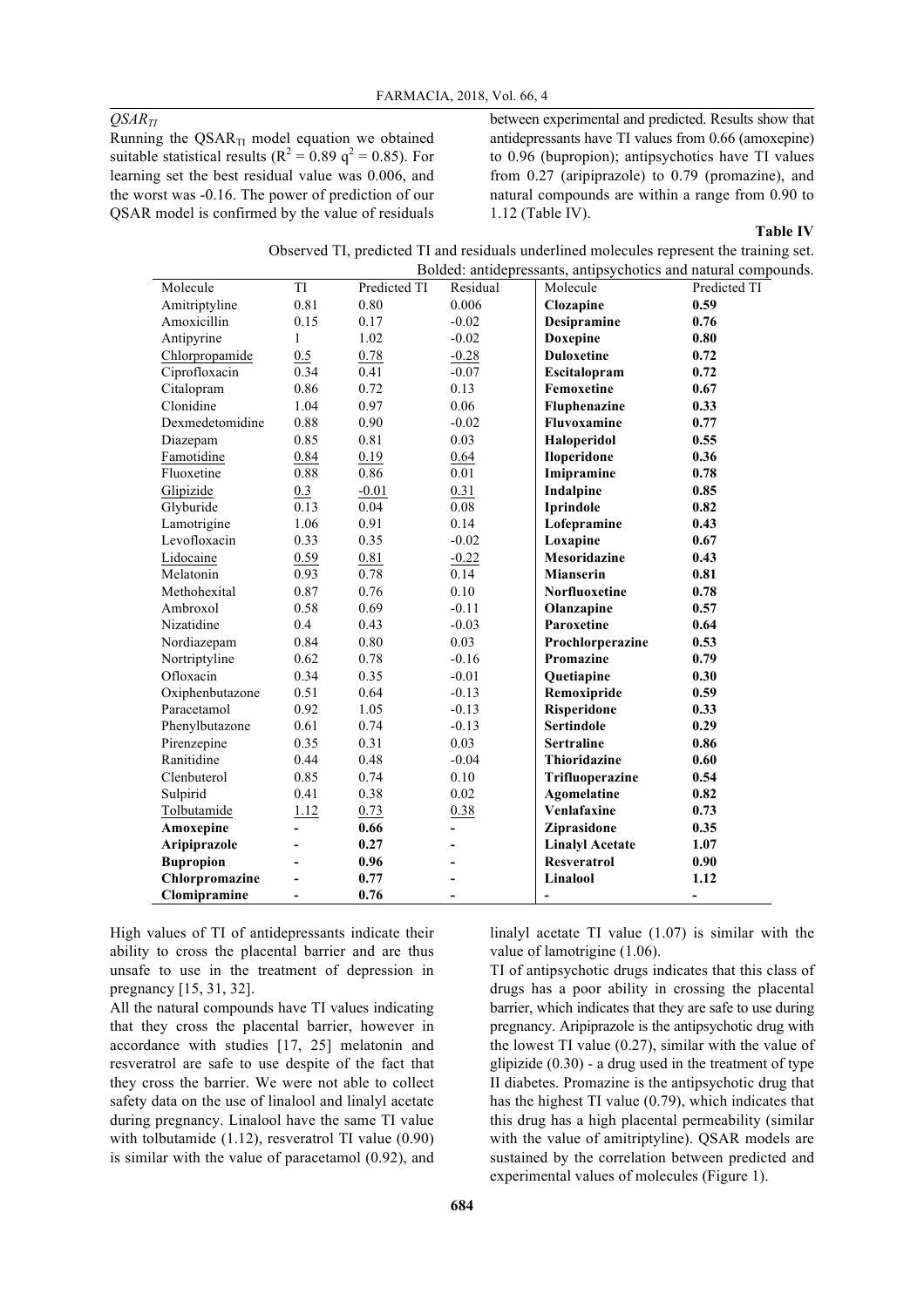*$QSAR_{TI}$*

Running the $QSAR_{TI}$ model equation we obtained suitable statistical results ($R^2 = 0.89$ $q^2 = 0.85$). For learning set the best residual value was 0.006, and the worst was -0.16. The power of prediction of our QSAR model is confirmed by the value of residuals between experimental and predicted. Results show that antidepressants have TI values from 0.66 (amoxepine) to 0.96 (bupropion); antipsychotics have TI values from 0.27 (aripiprazole) to 0.79 (promazine), and natural compounds are within a range from 0.90 to 1.12 (Table IV).

**Table IV**

Observed TI, predicted TI and residuals underlined molecules represent the training set. Bolded: antidepressants, antipsychotics and natural compounds.

| Molecule | TI | Predicted TI | Residual | Molecule | Predicted TI |
|---|---|---|---|---|---|
| Amitriptyline | 0.81 | 0.80 | 0.006 | **Clozapine** | **0.59** |
| Amoxicillin | 0.15 | 0.17 | -0.02 | **Desipramine** | **0.76** |
| Antipyrine | 1 | 1.02 | -0.02 | **Doxepine** | **0.80** |
| <u>Chlorpropamide</u> | <u>0.5</u> | <u>0.78</u> | <u>-0.28</u> | **Duloxetine** | **0.72** |
| Ciprofloxacin | 0.34 | 0.41 | -0.07 | **Escitalopram** | **0.72** |
| Citalopram | 0.86 | 0.72 | 0.13 | **Femoxetine** | **0.67** |
| Clonidine | 1.04 | 0.97 | 0.06 | **Fluphenazine** | **0.33** |
| Dexmedetomidine | 0.88 | 0.90 | -0.02 | **Fluvoxamine** | **0.77** |
| Diazepam | 0.85 | 0.81 | 0.03 | **Haloperidol** | **0.55** |
| <u>Famotidine</u> | <u>0.84</u> | <u>0.19</u> | <u>0.64</u> | **Iloperidone** | **0.36** |
| Fluoxetine | 0.88 | 0.86 | 0.01 | **Imipramine** | **0.78** |
| <u>Glipizide</u> | <u>0.3</u> | <u>-0.01</u> | <u>0.31</u> | **Indalpine** | **0.85** |
| Glyburide | 0.13 | 0.04 | 0.08 | **Iprindole** | **0.82** |
| Lamotrigine | 1.06 | 0.91 | 0.14 | **Lofepramine** | **0.43** |
| Levofloxacin | 0.33 | 0.35 | -0.02 | **Loxapine** | **0.67** |
| <u>Lidocaine</u> | <u>0.59</u> | <u>0.81</u> | <u>-0.22</u> | **Mesoridazine** | **0.43** |
| Melatonin | 0.93 | 0.78 | 0.14 | **Mianserin** | **0.81** |
| Methohexital | 0.87 | 0.76 | 0.10 | **Norfluoxetine** | **0.78** |
| Ambroxol | 0.58 | 0.69 | -0.11 | **Olanzapine** | **0.57** |
| Nizatidine | 0.4 | 0.43 | -0.03 | **Paroxetine** | **0.64** |
| Nordiazepam | 0.84 | 0.80 | 0.03 | **Prochlorperazine** | **0.53** |
| Nortriptyline | 0.62 | 0.78 | -0.16 | **Promazine** | **0.79** |
| Ofloxacin | 0.34 | 0.35 | -0.01 | **Quetiapine** | **0.30** |
| Oxiphenbutazone | 0.51 | 0.64 | -0.13 | **Remoxipride** | **0.59** |
| Paracetamol | 0.92 | 1.05 | -0.13 | **Risperidone** | **0.33** |
| Phenylbutazone | 0.61 | 0.74 | -0.13 | **Sertindole** | **0.29** |
| Pirenzepine | 0.35 | 0.31 | 0.03 | **Sertraline** | **0.86** |
| Ranitidine | 0.44 | 0.48 | -0.04 | **Thioridazine** | **0.60** |
| Clenbuterol | 0.85 | 0.74 | 0.10 | **Trifluoperazine** | **0.54** |
| Sulpirid | 0.41 | 0.38 | 0.02 | **Agomelatine** | **0.82** |
| <u>Tolbutamide</u> | <u>1.12</u> | <u>0.73</u> | <u>0.38</u> | **Venlafaxine** | **0.73** |
| **Amoxepine** | **-** | **0.66** | **-** | **Ziprasidone** | **0.35** |
| **Aripiprazole** | **-** | **0.27** | **-** | **Linalyl Acetate** | **1.07** |
| **Bupropion** | **-** | **0.96** | **-** | **Resveratrol** | **0.90** |
| **Chlorpromazine** | **-** | **0.77** | **-** | **Linalool** | **1.12** |
| **Clomipramine** | **-** | **0.76** | **-** | **-** | **-** |

High values of TI of antidepressants indicate their ability to cross the placental barrier and are thus unsafe to use in the treatment of depression in pregnancy [15, 31, 32].

All the natural compounds have TI values indicating that they cross the placental barrier, however in accordance with studies [17, 25] melatonin and resveratrol are safe to use despite of the fact that they cross the barrier. We were not able to collect safety data on the use of linalool and linalyl acetate during pregnancy. Linalool have the same TI value with tolbutamide (1.12), resveratrol TI value (0.90) is similar with the value of paracetamol (0.92), and linalyl acetate TI value (1.07) is similar with the value of lamotrigine (1.06).

TI of antipsychotic drugs indicates that this class of drugs has a poor ability in crossing the placental barrier, which indicates that they are safe to use during pregnancy. Aripiprazole is the antipsychotic drug with the lowest TI value (0.27), similar with the value of glipizide (0.30) - a drug used in the treatment of type II diabetes. Promazine is the antipsychotic drug that has the highest TI value (0.79), which indicates that this drug has a high placental permeability (similar with the value of amitriptyline). QSAR models are sustained by the correlation between predicted and experimental values of molecules (Figure 1).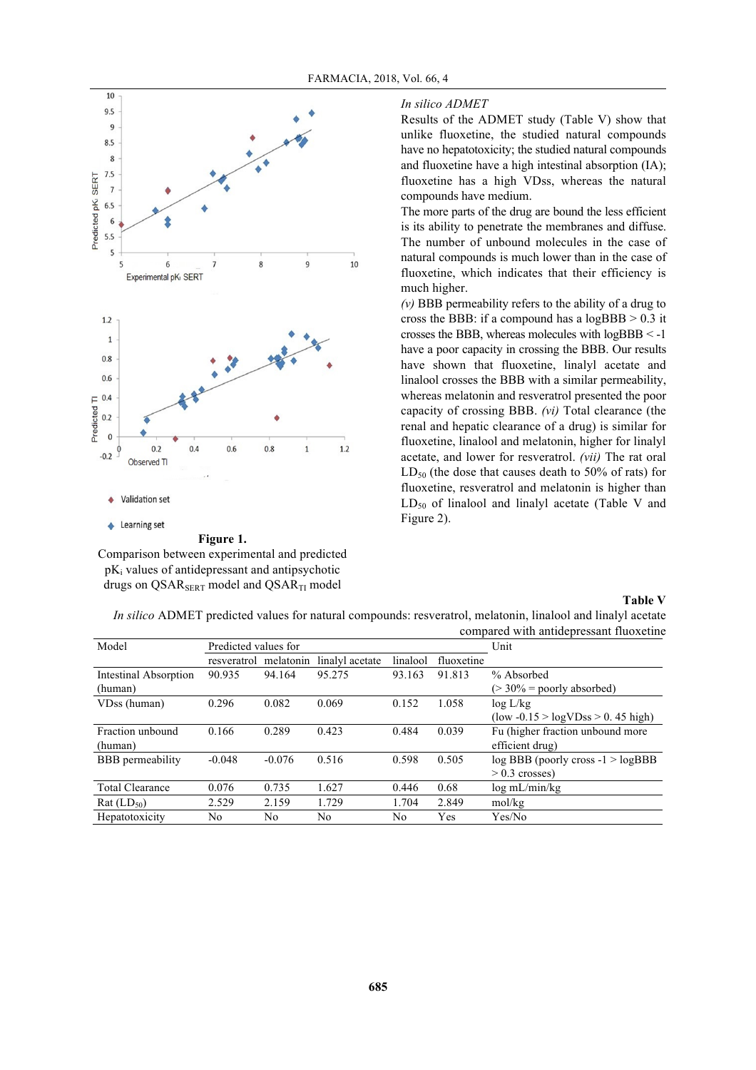Figure 1.
Comparison between experimental and predicted $pK_i$ values of antidepressant and antipsychotic drugs on $QSAR_{SERT}$ model and $QSAR_{TI}$ model

*In silico ADMET*

Results of the ADMET study (Table V) show that unlike fluoxetine, the studied natural compounds have no hepatotoxicity; the studied natural compounds and fluoxetine have a high intestinal absorption (IA); fluoxetine has a high VDss, whereas the natural compounds have medium.

The more parts of the drug are bound the less efficient is its ability to penetrate the membranes and diffuse. The number of unbound molecules in the case of natural compounds is much lower than in the case of fluoxetine, which indicates that their efficiency is much higher.

*(v)* BBB permeability refers to the ability of a drug to cross the BBB: if a compound has a logBBB > 0.3 it crosses the BBB, whereas molecules with logBBB < -1 have a poor capacity in crossing the BBB. Our results have shown that fluoxetine, linalyl acetate and linalool crosses the BBB with a similar permeability, whereas melatonin and resveratrol presented the poor capacity of crossing BBB. *(vi)* Total clearance (the renal and hepatic clearance of a drug) is similar for fluoxetine, linalool and melatonin, higher for linalyl acetate, and lower for resveratrol. *(vii)* The rat oral $LD_{50}$ (the dose that causes death to 50% of rats) for fluoxetine, resveratrol and melatonin is higher than $LD_{50}$ of linalool and linalyl acetate (Table V and Figure 2).

**Table V**

*In silico* ADMET predicted values for natural compounds: resveratrol, melatonin, linalool and linalyl acetate compared with antidepressant fluoxetine

| Model | Predicted values for | | | | | Unit |
|---|---|---|---|---|---|---|
| | resveratrol | melatonin | linalyl acetate | linalool | fluoxetine | |
| Intestinal Absorption (human) | 90.935 | 94.164 | 95.275 | 93.163 | 91.813 | % Absorbed (> 30% = poorly absorbed) |
| VDss (human) | 0.296 | 0.082 | 0.069 | 0.152 | 1.058 | log L/kg (low -0.15 > logVDss > 0. 45 high) |
| Fraction unbound (human) | 0.166 | 0.289 | 0.423 | 0.484 | 0.039 | Fu (higher fraction unbound more efficient drug) |
| BBB permeability | -0.048 | -0.076 | 0.516 | 0.598 | 0.505 | log BBB (poorly cross -1 > logBBB > 0.3 crosses) |
| Total Clearance | 0.076 | 0.735 | 1.627 | 0.446 | 0.68 | log mL/min/kg |
| Rat ($LD_{50}$) | 2.529 | 2.159 | 1.729 | 1.704 | 2.849 | mol/kg |
| Hepatotoxicity | No | No | No | No | Yes | Yes/No |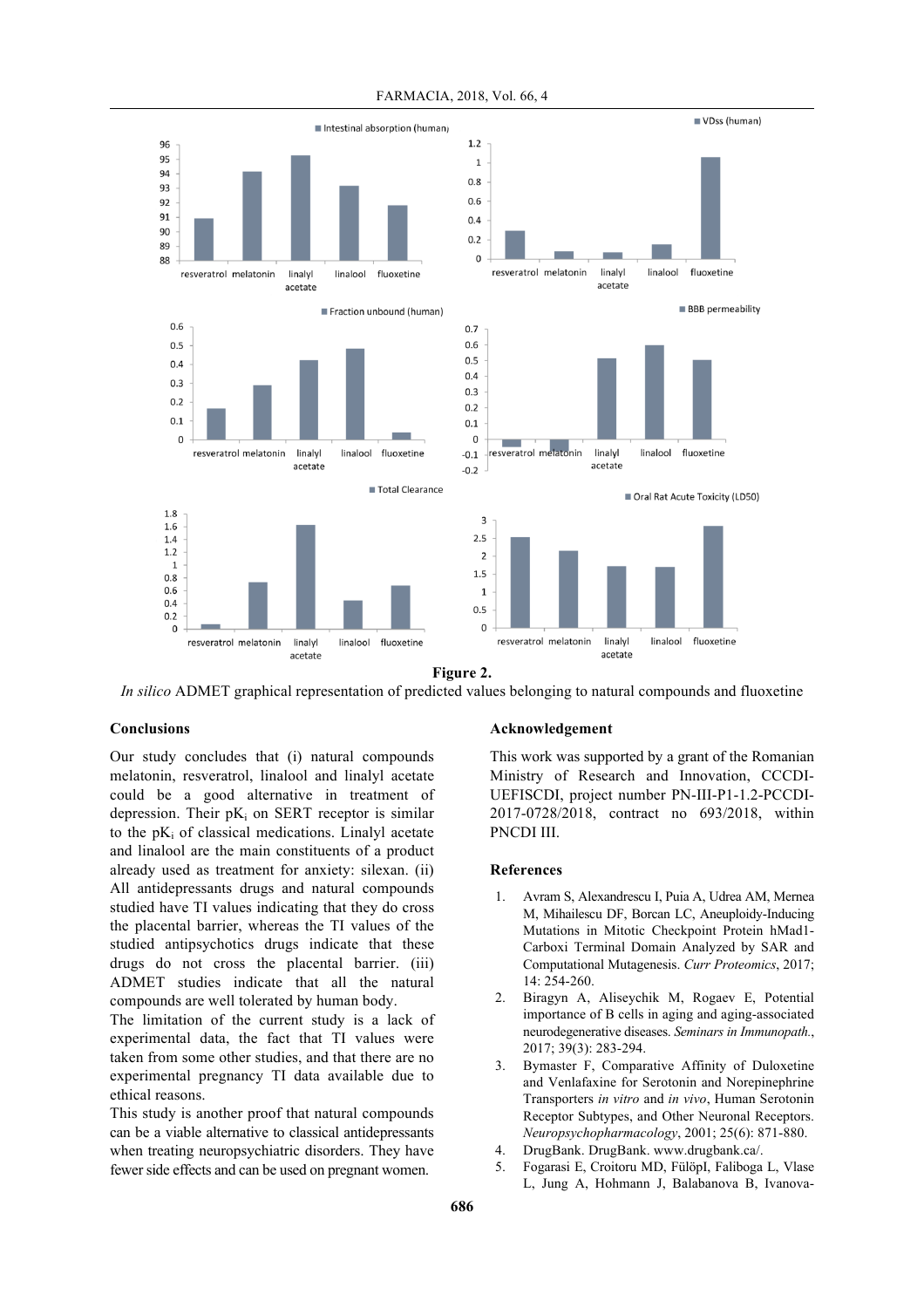**Figure 2.**

*In silico* ADMET graphical representation of predicted values belonging to natural compounds and fluoxetine

## Conclusions

Our study concludes that (i) natural compounds melatonin, resveratrol, linalool and linalyl acetate could be a good alternative in treatment of depression. Their $pK_i$ on SERT receptor is similar to the $pK_i$ of classical medications. Linalyl acetate and linalool are the main constituents of a product already used as treatment for anxiety: silexan. (ii) All antidepressants drugs and natural compounds studied have TI values indicating that they do cross the placental barrier, whereas the TI values of the studied antipsychotics drugs indicate that these drugs do not cross the placental barrier. (iii) ADMET studies indicate that all the natural compounds are well tolerated by human body.

The limitation of the current study is a lack of experimental data, the fact that TI values were taken from some other studies, and that there are no experimental pregnancy TI data available due to ethical reasons.

This study is another proof that natural compounds can be a viable alternative to classical antidepressants when treating neuropsychiatric disorders. They have fewer side effects and can be used on pregnant women.

## Acknowledgement

This work was supported by a grant of the Romanian Ministry of Research and Innovation, CCCDI-UEFISCDI, project number PN-III-P1-1.2-PCCDI-2017-0728/2018, contract no 693/2018, within PNCDI III.

## References

1. Avram S, Alexandrescu I, Puia A, Udrea AM, Mernea M, Mihailescu DF, Borcan LC, Aneuploidy-Inducing Mutations in Mitotic Checkpoint Protein hMad1-Carboxi Terminal Domain Analyzed by SAR and Computational Mutagenesis. *Curr Proteomics*, 2017; 14: 254-260.
2. Biragyn A, Aliseychik M, Rogaev E, Potential importance of B cells in aging and aging-associated neurodegenerative diseases. *Seminars in Immunopath.*, 2017; 39(3): 283-294.
3. Bymaster F, Comparative Affinity of Duloxetine and Venlafaxine for Serotonin and Norepinephrine Transporters *in vitro* and *in vivo*, Human Serotonin Receptor Subtypes, and Other Neuronal Receptors. *Neuropsychopharmacology*, 2001; 25(6): 871-880.
4. DrugBank. DrugBank. www.drugbank.ca/.
5. Fogarasi E, Croitoru MD, FülöpI, Faliboga L, Vlase L, Jung A, Hohmann J, Balabanova B, Ivanova-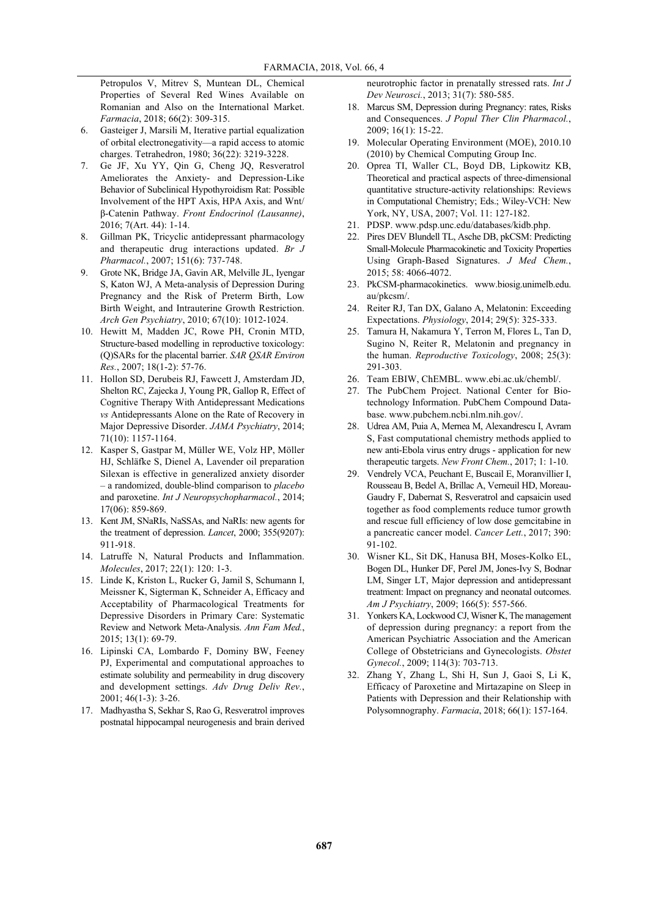Petropulos V, Mitrev S, Muntean DL, Chemical Properties of Several Red Wines Available on Romanian and Also on the International Market. *Farmacia*, 2018; 66(2): 309-315.

6. Gasteiger J, Marsili M, Iterative partial equalization of orbital electronegativity—a rapid access to atomic charges. Tetrahedron, 1980; 36(22): 3219-3228.
7. Ge JF, Xu YY, Qin G, Cheng JQ, Resveratrol Ameliorates the Anxiety- and Depression-Like Behavior of Subclinical Hypothyroidism Rat: Possible Involvement of the HPT Axis, HPA Axis, and Wnt/β-Catenin Pathway. *Front Endocrinol (Lausanne)*, 2016; 7(Art. 44): 1-14.
8. Gillman PK, Tricyclic antidepressant pharmacology and therapeutic drug interactions updated. *Br J Pharmacol.*, 2007; 151(6): 737-748.
9. Grote NK, Bridge JA, Gavin AR, Melville JL, Iyengar S, Katon WJ, A Meta-analysis of Depression During Pregnancy and the Risk of Preterm Birth, Low Birth Weight, and Intrauterine Growth Restriction. *Arch Gen Psychiatry*, 2010; 67(10): 1012-1024.
10. Hewitt M, Madden JC, Rowe PH, Cronin MTD, Structure-based modelling in reproductive toxicology: (Q)SARs for the placental barrier. *SAR QSAR Environ Res.*, 2007; 18(1-2): 57-76.
11. Hollon SD, Derubeis RJ, Fawcett J, Amsterdam JD, Shelton RC, Zajecka J, Young PR, Gallop R, Effect of Cognitive Therapy With Antidepressant Medications *vs* Antidepressants Alone on the Rate of Recovery in Major Depressive Disorder. *JAMA Psychiatry*, 2014; 71(10): 1157-1164.
12. Kasper S, Gastpar M, Müller WE, Volz HP, Möller HJ, Schläfke S, Dienel A, Lavender oil preparation Silexan is effective in generalized anxiety disorder – a randomized, double-blind comparison to *placebo* and paroxetine. *Int J Neuropsychopharmacol.*, 2014; 17(06): 859-869.
13. Kent JM, SNaRIs, NaSSAs, and NaRIs: new agents for the treatment of depression. *Lancet*, 2000; 355(9207): 911-918.
14. Latruffe N, Natural Products and Inflammation. *Molecules*, 2017; 22(1): 120: 1-3.
15. Linde K, Kriston L, Rucker G, Jamil S, Schumann I, Meissner K, Sigterman K, Schneider A, Efficacy and Acceptability of Pharmacological Treatments for Depressive Disorders in Primary Care: Systematic Review and Network Meta-Analysis. *Ann Fam Med.*, 2015; 13(1): 69-79.
16. Lipinski CA, Lombardo F, Dominy BW, Feeney PJ, Experimental and computational approaches to estimate solubility and permeability in drug discovery and development settings. *Adv Drug Deliv Rev.*, 2001; 46(1-3): 3-26.
17. Madhyastha S, Sekhar S, Rao G, Resveratrol improves postnatal hippocampal neurogenesis and brain derived neurotrophic factor in prenatally stressed rats. *Int J Dev Neurosci.*, 2013; 31(7): 580-585.
18. Marcus SM, Depression during Pregnancy: rates, Risks and Consequences. *J Popul Ther Clin Pharmacol.*, 2009; 16(1): 15-22.
19. Molecular Operating Environment (MOE), 2010.10 (2010) by Chemical Computing Group Inc.
20. Oprea TI, Waller CL, Boyd DB, Lipkowitz KB, Theoretical and practical aspects of three-dimensional quantitative structure-activity relationships: Reviews in Computational Chemistry; Eds.; Wiley-VCH: New York, NY, USA, 2007; Vol. 11: 127-182.
21. PDSP. www.pdsp.unc.edu/databases/kidb.php.
22. Pires DEV Blundell TL, Asche DB, pkCSM: Predicting Small-Molecule Pharmacokinetic and Toxicity Properties Using Graph-Based Signatures. *J Med Chem.*, 2015; 58: 4066-4072.
23. PkCSM-pharmacokinetics. www.biosig.unimelb.edu.au/pkcsm/.
24. Reiter RJ, Tan DX, Galano A, Melatonin: Exceeding Expectations. *Physiology*, 2014; 29(5): 325-333.
25. Tamura H, Nakamura Y, Terron M, Flores L, Tan D, Sugino N, Reiter R, Melatonin and pregnancy in the human. *Reproductive Toxicology*, 2008; 25(3): 291-303.
26. Team EBIW, ChEMBL. www.ebi.ac.uk/chembl/.
27. The PubChem Project. National Center for Biotechnology Information. PubChem Compound Database. www.pubchem.ncbi.nlm.nih.gov/.
28. Udrea AM, Puia A, Mernea M, Alexandrescu I, Avram S, Fast computational chemistry methods applied to new anti-Ebola virus entry drugs - application for new therapeutic targets. *New Front Chem.*, 2017; 1: 1-10.
29. Vendrely VCA, Peuchant E, Buscail E, Moranvillier I, Rousseau B, Bedel A, Brillac A, Verneuil HD, Moreau-Gaudry F, Dabernat S, Resveratrol and capsaicin used together as food complements reduce tumor growth and rescue full efficiency of low dose gemcitabine in a pancreatic cancer model. *Cancer Lett.*, 2017; 390: 91-102.
30. Wisner KL, Sit DK, Hanusa BH, Moses-Kolko EL, Bogen DL, Hunker DF, Perel JM, Jones-Ivy S, Bodnar LM, Singer LT, Major depression and antidepressant treatment: Impact on pregnancy and neonatal outcomes. *Am J Psychiatry*, 2009; 166(5): 557-566.
31. Yonkers KA, Lockwood CJ, Wisner K, The management of depression during pregnancy: a report from the American Psychiatric Association and the American College of Obstetricians and Gynecologists. *Obstet Gynecol.*, 2009; 114(3): 703-713.
32. Zhang Y, Zhang L, Shi H, Sun J, Gaoi S, Li K, Efficacy of Paroxetine and Mirtazapine on Sleep in Patients with Depression and their Relationship with Polysomnography. *Farmacia*, 2018; 66(1): 157-164.